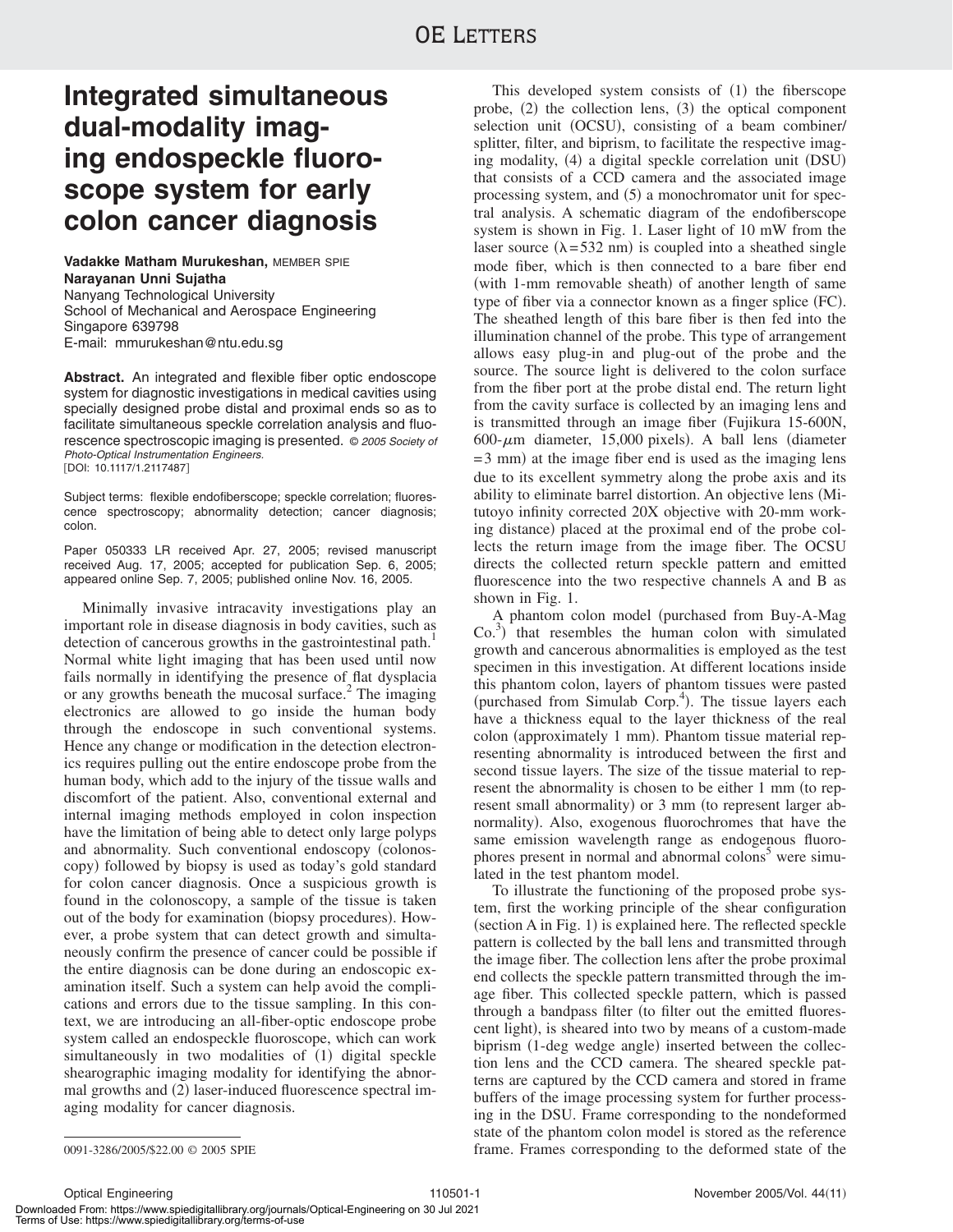# Integrated simultaneous dual-modality imaging endospeckle fluoroscope system for early colon cancer diagnosis

**Vadakke Matham Murukeshan,** MEMBER SPIE
**Narayanan Unni Sujatha**
Nanyang Technological University
School of Mechanical and Aerospace Engineering
Singapore 639798
E-mail: mmurukeshan@ntu.edu.sg

**Abstract.** An integrated and flexible fiber optic endoscope system for diagnostic investigations in medical cavities using specially designed probe distal and proximal ends so as to facilitate simultaneous speckle correlation analysis and fluorescence spectroscopic imaging is presented. *© 2005 Society of Photo-Optical Instrumentation Engineers.* [DOI: 10.1117/1.2117487]

Subject terms: flexible endofiberscope; speckle correlation; fluorescence spectroscopy; abnormality detection; cancer diagnosis; colon.

Paper 050333 LR received Apr. 27, 2005; revised manuscript received Aug. 17, 2005; accepted for publication Sep. 6, 2005; appeared online Sep. 7, 2005; published online Nov. 16, 2005.

Minimally invasive intracavity investigations play an important role in disease diagnosis in body cavities, such as detection of cancerous growths in the gastrointestinal path.[1] Normal white light imaging that has been used until now fails normally in identifying the presence of flat dysplacia or any growths beneath the mucosal surface.[2] The imaging electronics are allowed to go inside the human body through the endoscope in such conventional systems. Hence any change or modification in the detection electronics requires pulling out the entire endoscope probe from the human body, which add to the injury of the tissue walls and discomfort of the patient. Also, conventional external and internal imaging methods employed in colon inspection have the limitation of being able to detect only large polyps and abnormality. Such conventional endoscopy (colonoscopy) followed by biopsy is used as today's gold standard for colon cancer diagnosis. Once a suspicious growth is found in the colonoscopy, a sample of the tissue is taken out of the body for examination (biopsy procedures). However, a probe system that can detect growth and simultaneously confirm the presence of cancer could be possible if the entire diagnosis can be done during an endoscopic examination itself. Such a system can help avoid the complications and errors due to the tissue sampling. In this context, we are introducing an all-fiber-optic endoscope probe system called an endospeckle fluoroscope, which can work simultaneously in two modalities of (1) digital speckle shearographic imaging modality for identifying the abnormal growths and (2) laser-induced fluorescence spectral imaging modality for cancer diagnosis.

0091-3286/2005/$22.00 © 2005 SPIE

This developed system consists of (1) the fiberscope probe, (2) the collection lens, (3) the optical component selection unit (OCSU), consisting of a beam combiner/splitter, filter, and biprism, to facilitate the respective imaging modality, (4) a digital speckle correlation unit (DSU) that consists of a CCD camera and the associated image processing system, and (5) a monochromator unit for spectral analysis. A schematic diagram of the endofiberscope system is shown in Fig. 1. Laser light of 10 mW from the laser source ($\lambda = 532$ nm) is coupled into a sheathed single mode fiber, which is then connected to a bare fiber end (with 1-mm removable sheath) of another length of same type of fiber via a connector known as a finger splice (FC). The sheathed length of this bare fiber is then fed into the illumination channel of the probe. This type of arrangement allows easy plug-in and plug-out of the probe and the source. The source light is delivered to the colon surface from the fiber port at the probe distal end. The return light from the cavity surface is collected by an imaging lens and is transmitted through an image fiber (Fujikura 15-600N, 600-$\mu$m diameter, 15,000 pixels). A ball lens (diameter $=3$ mm) at the image fiber end is used as the imaging lens due to its excellent symmetry along the probe axis and its ability to eliminate barrel distortion. An objective lens (Mitutoyo infinity corrected 20X objective with 20-mm working distance) placed at the proximal end of the probe collects the return image from the image fiber. The OCSU directs the collected return speckle pattern and emitted fluorescence into the two respective channels A and B as shown in Fig. 1.

A phantom colon model (purchased from Buy-A-Mag Co.[3]) that resembles the human colon with simulated growth and cancerous abnormalities is employed as the test specimen in this investigation. At different locations inside this phantom colon, layers of phantom tissues were pasted (purchased from Simulab Corp.[4]). The tissue layers each have a thickness equal to the layer thickness of the real colon (approximately 1 mm). Phantom tissue material representing abnormality is introduced between the first and second tissue layers. The size of the tissue material to represent the abnormality is chosen to be either 1 mm (to represent small abnormality) or 3 mm (to represent larger abnormality). Also, exogenous fluorochromes that have the same emission wavelength range as endogenous fluorophores present in normal and abnormal colons[5] were simulated in the test phantom model.

To illustrate the functioning of the proposed probe system, first the working principle of the shear configuration (section A in Fig. 1) is explained here. The reflected speckle pattern is collected by the ball lens and transmitted through the image fiber. The collection lens after the probe proximal end collects the speckle pattern transmitted through the image fiber. This collected speckle pattern, which is passed through a bandpass filter (to filter out the emitted fluorescent light), is sheared into two by means of a custom-made biprism (1-deg wedge angle) inserted between the collection lens and the CCD camera. The sheared speckle patterns are captured by the CCD camera and stored in frame buffers of the image processing system for further processing in the DSU. Frame corresponding to the nondeformed state of the phantom colon model is stored as the reference frame. Frames corresponding to the deformed state of the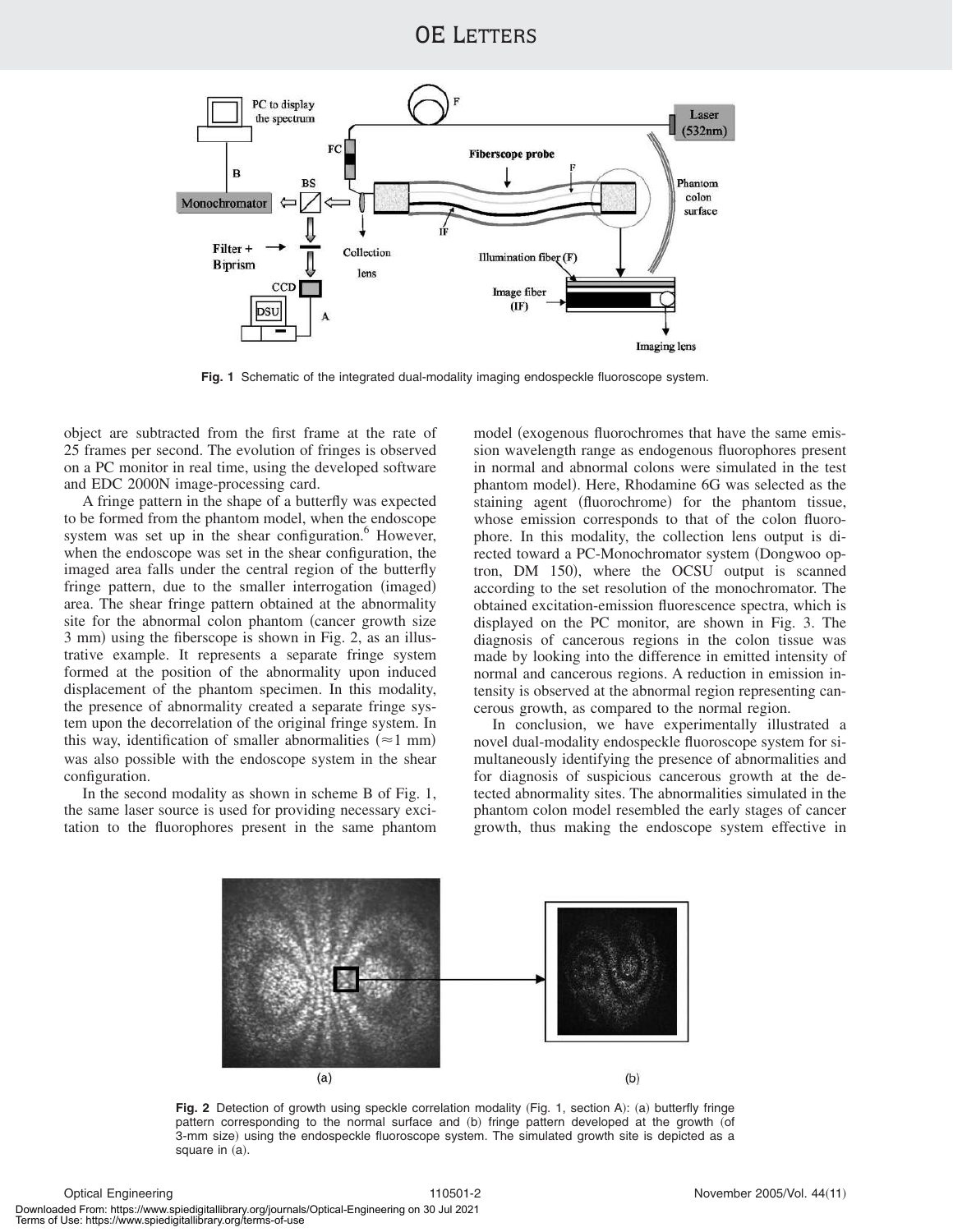Fig. 1 Schematic of the integrated dual-modality imaging endospeckle fluoroscope system.

object are subtracted from the first frame at the rate of 25 frames per second. The evolution of fringes is observed on a PC monitor in real time, using the developed software and EDC 2000N image-processing card.

A fringe pattern in the shape of a butterfly was expected to be formed from the phantom model, when the endoscope system was set up in the shear configuration.[6] However, when the endoscope was set in the shear configuration, the imaged area falls under the central region of the butterfly fringe pattern, due to the smaller interrogation (imaged) area. The shear fringe pattern obtained at the abnormality site for the abnormal colon phantom (cancer growth size 3 mm) using the fiberscope is shown in Fig. 2, as an illustrative example. It represents a separate fringe system formed at the position of the abnormality upon induced displacement of the phantom specimen. In this modality, the presence of abnormality created a separate fringe system upon the decorrelation of the original fringe system. In this way, identification of smaller abnormalities ($\approx$1 mm) was also possible with the endoscope system in the shear configuration.

In the second modality as shown in scheme B of Fig. 1, the same laser source is used for providing necessary excitation to the fluorophores present in the same phantom model (exogenous fluorochromes that have the same emission wavelength range as endogenous fluorophores present in normal and abnormal colons were simulated in the test phantom model). Here, Rhodamine 6G was selected as the staining agent (fluorochrome) for the phantom tissue, whose emission corresponds to that of the colon fluorophore. In this modality, the collection lens output is directed toward a PC-Monochromator system (Dongwoo optron, DM 150), where the OCSU output is scanned according to the set resolution of the monochromator. The obtained excitation-emission fluorescence spectra, which is displayed on the PC monitor, are shown in Fig. 3. The diagnosis of cancerous regions in the colon tissue was made by looking into the difference in emitted intensity of normal and cancerous regions. A reduction in emission intensity is observed at the abnormal region representing cancerous growth, as compared to the normal region.

In conclusion, we have experimentally illustrated a novel dual-modality endospeckle fluoroscope system for simultaneously identifying the presence of abnormalities and for diagnosis of suspicious cancerous growth at the detected abnormality sites. The abnormalities simulated in the phantom colon model resembled the early stages of cancer growth, thus making the endoscope system effective in

Fig. 2 Detection of growth using speckle correlation modality (Fig. 1, section A): (a) butterfly fringe pattern corresponding to the normal surface and (b) fringe pattern developed at the growth (of 3-mm size) using the endospeckle fluoroscope system. The simulated growth site is depicted as a square in (a).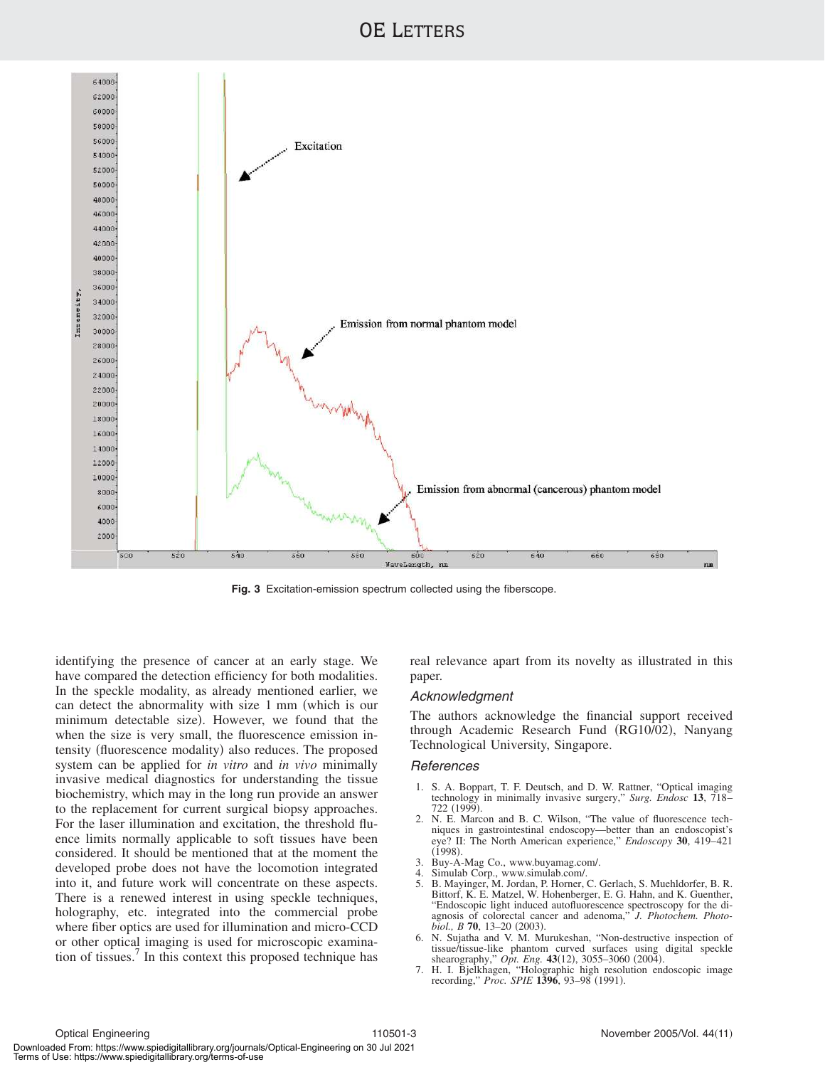Intensity,

64000
62000
60000
58000
56000
54000
52000
50000
48000
46000
44000
42000
40000
38000
36000
34000
32000
30000
28000
26000
24000
22000
20000
18000
16000
14000
12000
10000
8000
6000
4000
2000

500 520 540 560 580 600 620 640 660 680

WaveLength, nm

nm

Excitation

Emission from normal phantom model

Emission from abnormal (cancerous) phantom model

**Fig. 3** Excitation-emission spectrum collected using the fiberscope.

identifying the presence of cancer at an early stage. We have compared the detection efficiency for both modalities. In the speckle modality, as already mentioned earlier, we can detect the abnormality with size 1 mm (which is our minimum detectable size). However, we found that the when the size is very small, the fluorescence emission intensity (fluorescence modality) also reduces. The proposed system can be applied for *in vitro* and *in vivo* minimally invasive medical diagnostics for understanding the tissue biochemistry, which may in the long run provide an answer to the replacement for current surgical biopsy approaches. For the laser illumination and excitation, the threshold fluence limits normally applicable to soft tissues have been considered. It should be mentioned that at the moment the developed probe does not have the locomotion integrated into it, and future work will concentrate on these aspects. There is a renewed interest in using speckle techniques, holography, etc. integrated into the commercial probe where fiber optics are used for illumination and micro-CCD or other optical imaging is used for microscopic examination of tissues.[7] In this context this proposed technique has real relevance apart from its novelty as illustrated in this paper.

### Acknowledgment

The authors acknowledge the financial support received through Academic Research Fund (RG10/02), Nanyang Technological University, Singapore.

### References

1. S. A. Boppart, T. F. Deutsch, and D. W. Rattner, "Optical imaging technology in minimally invasive surgery," *Surg. Endosc* **13**, 718–722 (1999).
2. N. E. Marcon and B. C. Wilson, "The value of fluorescence techniques in gastrointestinal endoscopy—better than an endoscopist's eye? II: The North American experience," *Endoscopy* **30**, 419–421 (1998).
3. Buy-A-Mag Co., www.buyamag.com/.
4. Simulab Corp., www.simulab.com/.
5. B. Mayinger, M. Jordan, P. Horner, C. Gerlach, S. Muehldorfer, B. R. Bittorf, K. E. Matzel, W. Hohenberger, E. G. Hahn, and K. Guenther, "Endoscopic light induced autofluorescence spectroscopy for the diagnosis of colorectal cancer and adenoma," *J. Photochem. Photobiol., B* **70**, 13–20 (2003).
6. N. Sujatha and V. M. Murukeshan, "Non-destructive inspection of tissue/tissue-like phantom curved surfaces using digital speckle shearography," *Opt. Eng.* **43**(12), 3055–3060 (2004).
7. H. I. Bjelkhagen, "Holographic high resolution endoscopic image recording," *Proc. SPIE* **1396**, 93–98 (1991).